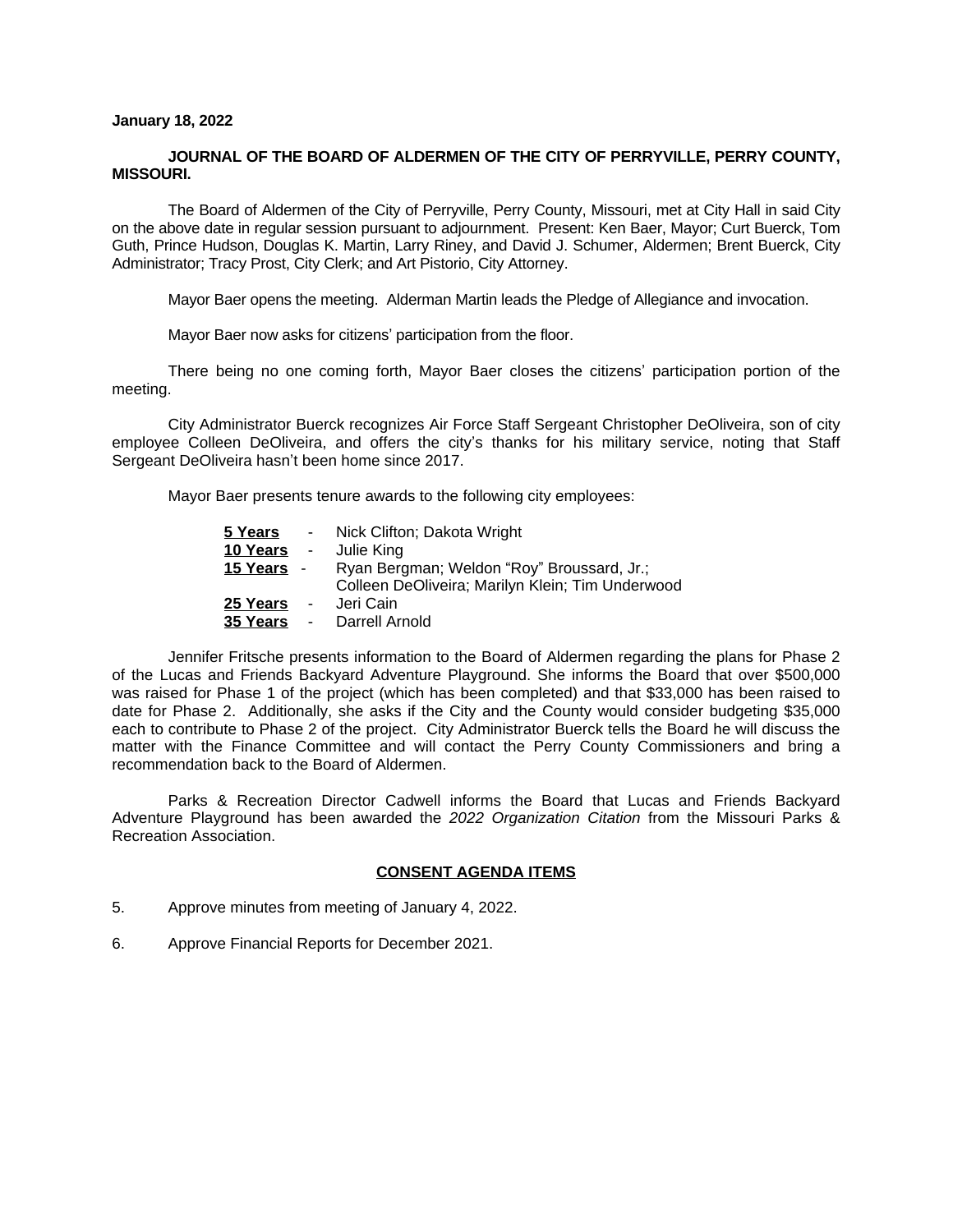**January 18, 2022**

**JOURNAL OF THE BOARD OF ALDERMEN OF THE CITY OF PERRYVILLE, PERRY COUNTY, MISSOURI.**

The Board of Aldermen of the City of Perryville, Perry County, Missouri, met at City Hall in said City on the above date in regular session pursuant to adjournment. Present: Ken Baer, Mayor; Curt Buerck, Tom Guth, Prince Hudson, Douglas K. Martin, Larry Riney, and David J. Schumer, Aldermen; Brent Buerck, City Administrator; Tracy Prost, City Clerk; and Art Pistorio, City Attorney.

Mayor Baer opens the meeting. Alderman Martin leads the Pledge of Allegiance and invocation.

Mayor Baer now asks for citizens' participation from the floor.

There being no one coming forth, Mayor Baer closes the citizens' participation portion of the meeting.

City Administrator Buerck recognizes Air Force Staff Sergeant Christopher DeOliveira, son of city employee Colleen DeOliveira, and offers the city's thanks for his military service, noting that Staff Sergeant DeOliveira hasn't been home since 2017.

Mayor Baer presents tenure awards to the following city employees:

**5 Years** - Nick Clifton; Dakota Wright
**10 Years** - Julie King
**15 Years** - Ryan Bergman; Weldon "Roy" Broussard, Jr.; Colleen DeOliveira; Marilyn Klein; Tim Underwood
**25 Years** - Jeri Cain
**35 Years** - Darrell Arnold

Jennifer Fritsche presents information to the Board of Aldermen regarding the plans for Phase 2 of the Lucas and Friends Backyard Adventure Playground. She informs the Board that over $500,000 was raised for Phase 1 of the project (which has been completed) and that $33,000 has been raised to date for Phase 2. Additionally, she asks if the City and the County would consider budgeting $35,000 each to contribute to Phase 2 of the project. City Administrator Buerck tells the Board he will discuss the matter with the Finance Committee and will contact the Perry County Commissioners and bring a recommendation back to the Board of Aldermen.

Parks & Recreation Director Cadwell informs the Board that Lucas and Friends Backyard Adventure Playground has been awarded the *2022 Organization Citation* from the Missouri Parks & Recreation Association.

## CONSENT AGENDA ITEMS

5. Approve minutes from meeting of January 4, 2022.

6. Approve Financial Reports for December 2021.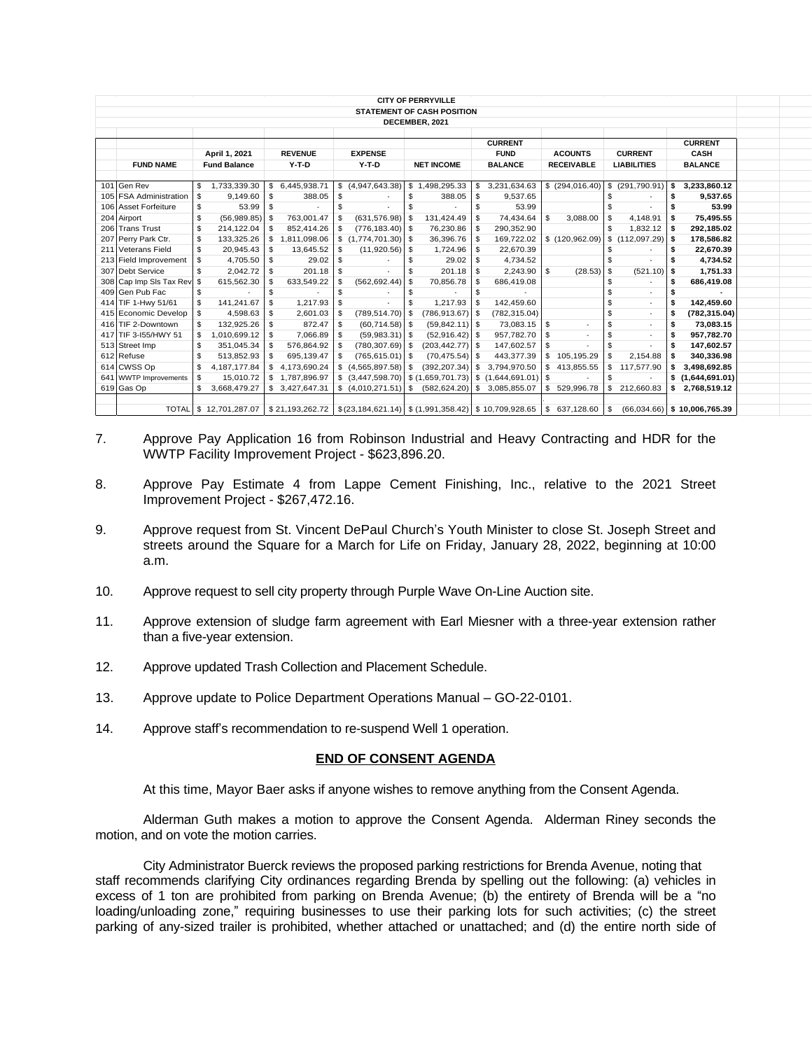**CITY OF PERRYVILLE**
**STATEMENT OF CASH POSITION**
**DECEMBER, 2021**

| | FUND NAME | April 1, 2021 Fund Balance | REVENUE Y-T-D | EXPENSE Y-T-D | NET INCOME | CURRENT FUND BALANCE | ACOUNTS RECEIVABLE | CURRENT LIABILITIES | CURRENT CASH BALANCE |
|---|---|---|---|---|---|---|---|---|---|
| 101 | Gen Rev | $ 1,733,339.30 | $ 6,445,938.71 | $ (4,947,643.38) | $ 1,498,295.33 | $ 3,231,634.63 | $ (294,016.40) | $ (291,790.91) | **$ 3,233,860.12** |
| 105 | FSA Administration | $ 9,149.60 | $ 388.05 | $ - | $ 388.05 | $ 9,537.65 | | $ - | **$ 9,537.65** |
| 106 | Asset Forfeiture | $ 53.99 | $ - | $ - | $ - | $ 53.99 | | $ - | **$ 53.99** |
| 204 | Airport | $ (56,989.85) | $ 763,001.47 | $ (631,576.98) | $ 131,424.49 | $ 74,434.64 | $ 3,088.00 | $ 4,148.91 | **$ 75,495.55** |
| 206 | Trans Trust | $ 214,122.04 | $ 852,414.26 | $ (776,183.40) | $ 76,230.86 | $ 290,352.90 | | $ 1,832.12 | **$ 292,185.02** |
| 207 | Perry Park Ctr. | $ 133,325.26 | $ 1,811,098.06 | $ (1,774,701.30) | $ 36,396.76 | $ 169,722.02 | $ (120,962.09) | $ (112,097.29) | **$ 178,586.82** |
| 211 | Veterans Field | $ 20,945.43 | $ 13,645.52 | $ (11,920.56) | $ 1,724.96 | $ 22,670.39 | | $ - | **$ 22,670.39** |
| 213 | Field Improvement | $ 4,705.50 | $ 29.02 | $ - | $ 29.02 | $ 4,734.52 | | $ - | **$ 4,734.52** |
| 307 | Debt Service | $ 2,042.72 | $ 201.18 | $ - | $ 201.18 | $ 2,243.90 | $ (28.53) | $ (521.10) | **$ 1,751.33** |
| 308 | Cap Imp Sls Tax Rev | $ 615,562.30 | $ 633,549.22 | $ (562,692.44) | $ 70,856.78 | $ 686,419.08 | | $ - | **$ 686,419.08** |
| 409 | Gen Pub Fac | $ - | $ - | $ - | $ - | $ - | | $ - | **$ -** |
| 414 | TIF 1-Hwy 51/61 | $ 141,241.67 | $ 1,217.93 | $ - | $ 1,217.93 | $ 142,459.60 | | $ - | **$ 142,459.60** |
| 415 | Economic Develop | $ 4,598.63 | $ 2,601.03 | $ (789,514.70) | $ (786,913.67) | $ (782,315.04) | | $ - | **$ (782,315.04)** |
| 416 | TIF 2-Downtown | $ 132,925.26 | $ 872.47 | $ (60,714.58) | $ (59,842.11) | $ 73,083.15 | $ - | $ - | **$ 73,083.15** |
| 417 | TIF 3-I55/HWY 51 | $ 1,010,699.12 | $ 7,066.89 | $ (59,983.31) | $ (52,916.42) | $ 957,782.70 | $ - | $ - | **$ 957,782.70** |
| 513 | Street Imp | $ 351,045.34 | $ 576,864.92 | $ (780,307.69) | $ (203,442.77) | $ 147,602.57 | $ - | $ - | **$ 147,602.57** |
| 612 | Refuse | $ 513,852.93 | $ 695,139.47 | $ (765,615.01) | $ (70,475.54) | $ 443,377.39 | $ 105,195.29 | $ 2,154.88 | **$ 340,336.98** |
| 614 | CWSS Op | $ 4,187,177.84 | $ 4,173,690.24 | $ (4,565,897.58) | $ (392,207.34) | $ 3,794,970.50 | $ 413,855.55 | $ 117,577.90 | **$ 3,498,692.85** |
| 641 | WWTP Improvements | $ 15,010.72 | $ 1,787,896.97 | $ (3,447,598.70) | $ (1,659,701.73) | $ (1,644,691.01) | $ - | $ - | **$ (1,644,691.01)** |
| 619 | Gas Op | $ 3,668,479.27 | $ 3,427,647.31 | $ (4,010,271.51) | $ (582,624.20) | $ 3,085,855.07 | $ 529,996.78 | $ 212,660.83 | **$ 2,768,519.12** |
| | TOTAL | $ 12,701,287.07 | $ 21,193,262.72 | $ (23,184,621.14) | $ (1,991,358.42) | $ 10,709,928.65 | $ 637,128.60 | $ (66,034.66) | **$ 10,006,765.39** |

7. Approve Pay Application 16 from Robinson Industrial and Heavy Contracting and HDR for the WWTP Facility Improvement Project - $623,896.20.

8. Approve Pay Estimate 4 from Lappe Cement Finishing, Inc., relative to the 2021 Street Improvement Project - $267,472.16.

9. Approve request from St. Vincent DePaul Church's Youth Minister to close St. Joseph Street and streets around the Square for a March for Life on Friday, January 28, 2022, beginning at 10:00 a.m.

10. Approve request to sell city property through Purple Wave On-Line Auction site.

11. Approve extension of sludge farm agreement with Earl Miesner with a three-year extension rather than a five-year extension.

12. Approve updated Trash Collection and Placement Schedule.

13. Approve update to Police Department Operations Manual – GO-22-0101.

14. Approve staff's recommendation to re-suspend Well 1 operation.

**END OF CONSENT AGENDA**

At this time, Mayor Baer asks if anyone wishes to remove anything from the Consent Agenda.

Alderman Guth makes a motion to approve the Consent Agenda. Alderman Riney seconds the motion, and on vote the motion carries.

City Administrator Buerck reviews the proposed parking restrictions for Brenda Avenue, noting that staff recommends clarifying City ordinances regarding Brenda by spelling out the following: (a) vehicles in excess of 1 ton are prohibited from parking on Brenda Avenue; (b) the entirety of Brenda will be a "no loading/unloading zone," requiring businesses to use their parking lots for such activities; (c) the street parking of any-sized trailer is prohibited, whether attached or unattached; and (d) the entire north side of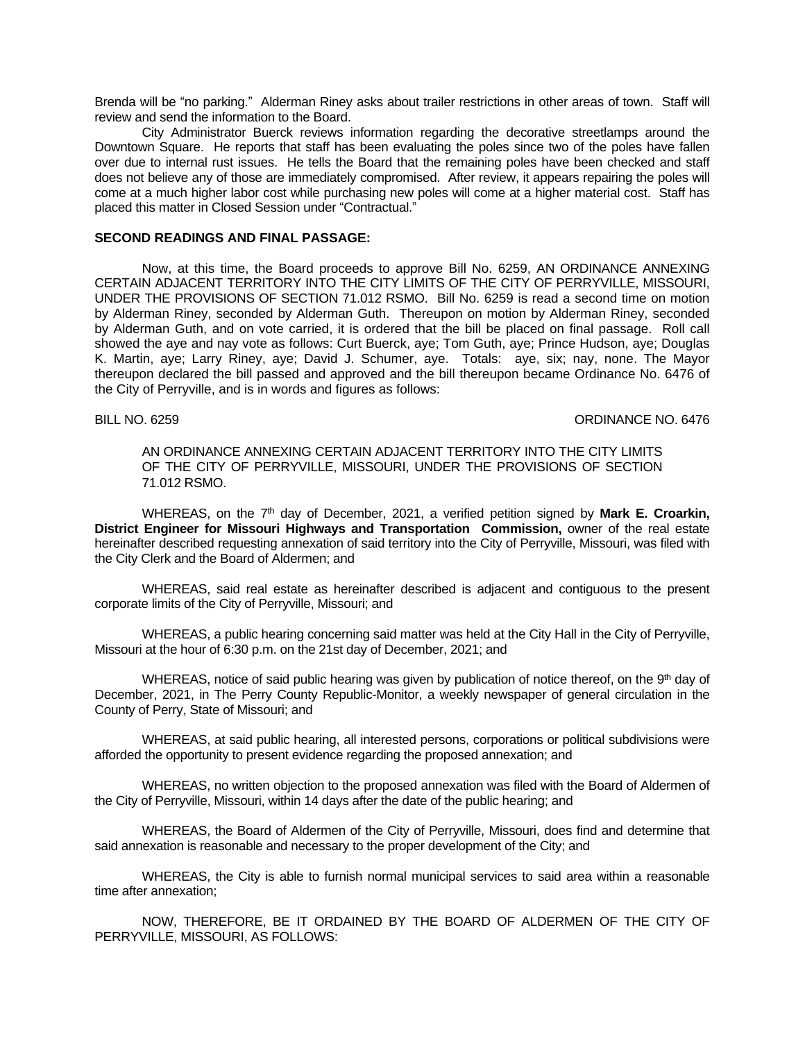Brenda will be "no parking." Alderman Riney asks about trailer restrictions in other areas of town. Staff will review and send the information to the Board.

City Administrator Buerck reviews information regarding the decorative streetlamps around the Downtown Square. He reports that staff has been evaluating the poles since two of the poles have fallen over due to internal rust issues. He tells the Board that the remaining poles have been checked and staff does not believe any of those are immediately compromised. After review, it appears repairing the poles will come at a much higher labor cost while purchasing new poles will come at a higher material cost. Staff has placed this matter in Closed Session under "Contractual."

**SECOND READINGS AND FINAL PASSAGE:**

Now, at this time, the Board proceeds to approve Bill No. 6259, AN ORDINANCE ANNEXING CERTAIN ADJACENT TERRITORY INTO THE CITY LIMITS OF THE CITY OF PERRYVILLE, MISSOURI, UNDER THE PROVISIONS OF SECTION 71.012 RSMO. Bill No. 6259 is read a second time on motion by Alderman Riney, seconded by Alderman Guth. Thereupon on motion by Alderman Riney, seconded by Alderman Guth, and on vote carried, it is ordered that the bill be placed on final passage. Roll call showed the aye and nay vote as follows: Curt Buerck, aye; Tom Guth, aye; Prince Hudson, aye; Douglas K. Martin, aye; Larry Riney, aye; David J. Schumer, aye. Totals: aye, six; nay, none. The Mayor thereupon declared the bill passed and approved and the bill thereupon became Ordinance No. 6476 of the City of Perryville, and is in words and figures as follows:

BILL NO. 6259 ORDINANCE NO. 6476

AN ORDINANCE ANNEXING CERTAIN ADJACENT TERRITORY INTO THE CITY LIMITS OF THE CITY OF PERRYVILLE, MISSOURI, UNDER THE PROVISIONS OF SECTION 71.012 RSMO.

WHEREAS, on the 7th day of December, 2021, a verified petition signed by **Mark E. Croarkin, District Engineer for Missouri Highways and Transportation Commission,** owner of the real estate hereinafter described requesting annexation of said territory into the City of Perryville, Missouri, was filed with the City Clerk and the Board of Aldermen; and

WHEREAS, said real estate as hereinafter described is adjacent and contiguous to the present corporate limits of the City of Perryville, Missouri; and

WHEREAS, a public hearing concerning said matter was held at the City Hall in the City of Perryville, Missouri at the hour of 6:30 p.m. on the 21st day of December, 2021; and

WHEREAS, notice of said public hearing was given by publication of notice thereof, on the 9th day of December, 2021, in The Perry County Republic-Monitor, a weekly newspaper of general circulation in the County of Perry, State of Missouri; and

WHEREAS, at said public hearing, all interested persons, corporations or political subdivisions were afforded the opportunity to present evidence regarding the proposed annexation; and

WHEREAS, no written objection to the proposed annexation was filed with the Board of Aldermen of the City of Perryville, Missouri, within 14 days after the date of the public hearing; and

WHEREAS, the Board of Aldermen of the City of Perryville, Missouri, does find and determine that said annexation is reasonable and necessary to the proper development of the City; and

WHEREAS, the City is able to furnish normal municipal services to said area within a reasonable time after annexation;

NOW, THEREFORE, BE IT ORDAINED BY THE BOARD OF ALDERMEN OF THE CITY OF PERRYVILLE, MISSOURI, AS FOLLOWS: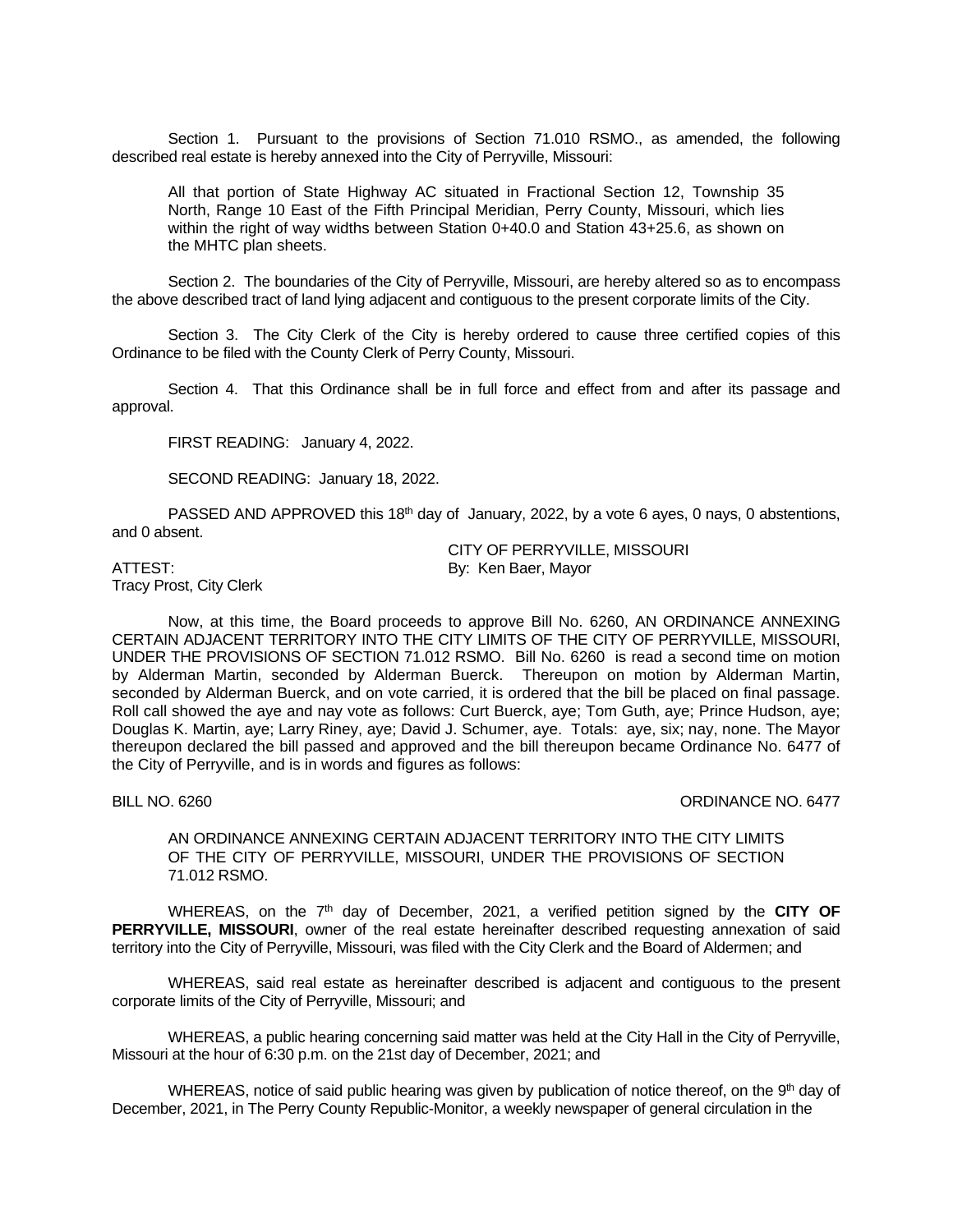Section 1. Pursuant to the provisions of Section 71.010 RSMO., as amended, the following described real estate is hereby annexed into the City of Perryville, Missouri:

> All that portion of State Highway AC situated in Fractional Section 12, Township 35 North, Range 10 East of the Fifth Principal Meridian, Perry County, Missouri, which lies within the right of way widths between Station 0+40.0 and Station 43+25.6, as shown on the MHTC plan sheets.

Section 2. The boundaries of the City of Perryville, Missouri, are hereby altered so as to encompass the above described tract of land lying adjacent and contiguous to the present corporate limits of the City.

Section 3. The City Clerk of the City is hereby ordered to cause three certified copies of this Ordinance to be filed with the County Clerk of Perry County, Missouri.

Section 4. That this Ordinance shall be in full force and effect from and after its passage and approval.

FIRST READING: January 4, 2022.

SECOND READING: January 18, 2022.

PASSED AND APPROVED this 18th day of January, 2022, by a vote 6 ayes, 0 nays, 0 abstentions, and 0 absent.

CITY OF PERRYVILLE, MISSOURI
By: Ken Baer, Mayor

ATTEST:
Tracy Prost, City Clerk

Now, at this time, the Board proceeds to approve Bill No. 6260, AN ORDINANCE ANNEXING CERTAIN ADJACENT TERRITORY INTO THE CITY LIMITS OF THE CITY OF PERRYVILLE, MISSOURI, UNDER THE PROVISIONS OF SECTION 71.012 RSMO. Bill No. 6260 is read a second time on motion by Alderman Martin, seconded by Alderman Buerck. Thereupon on motion by Alderman Martin, seconded by Alderman Buerck, and on vote carried, it is ordered that the bill be placed on final passage. Roll call showed the aye and nay vote as follows: Curt Buerck, aye; Tom Guth, aye; Prince Hudson, aye; Douglas K. Martin, aye; Larry Riney, aye; David J. Schumer, aye. Totals: aye, six; nay, none. The Mayor thereupon declared the bill passed and approved and the bill thereupon became Ordinance No. 6477 of the City of Perryville, and is in words and figures as follows:

BILL NO. 6260 ORDINANCE NO. 6477

AN ORDINANCE ANNEXING CERTAIN ADJACENT TERRITORY INTO THE CITY LIMITS OF THE CITY OF PERRYVILLE, MISSOURI, UNDER THE PROVISIONS OF SECTION 71.012 RSMO.

WHEREAS, on the 7th day of December, 2021, a verified petition signed by the **CITY OF PERRYVILLE, MISSOURI**, owner of the real estate hereinafter described requesting annexation of said territory into the City of Perryville, Missouri, was filed with the City Clerk and the Board of Aldermen; and

WHEREAS, said real estate as hereinafter described is adjacent and contiguous to the present corporate limits of the City of Perryville, Missouri; and

WHEREAS, a public hearing concerning said matter was held at the City Hall in the City of Perryville, Missouri at the hour of 6:30 p.m. on the 21st day of December, 2021; and

WHEREAS, notice of said public hearing was given by publication of notice thereof, on the 9th day of December, 2021, in The Perry County Republic-Monitor, a weekly newspaper of general circulation in the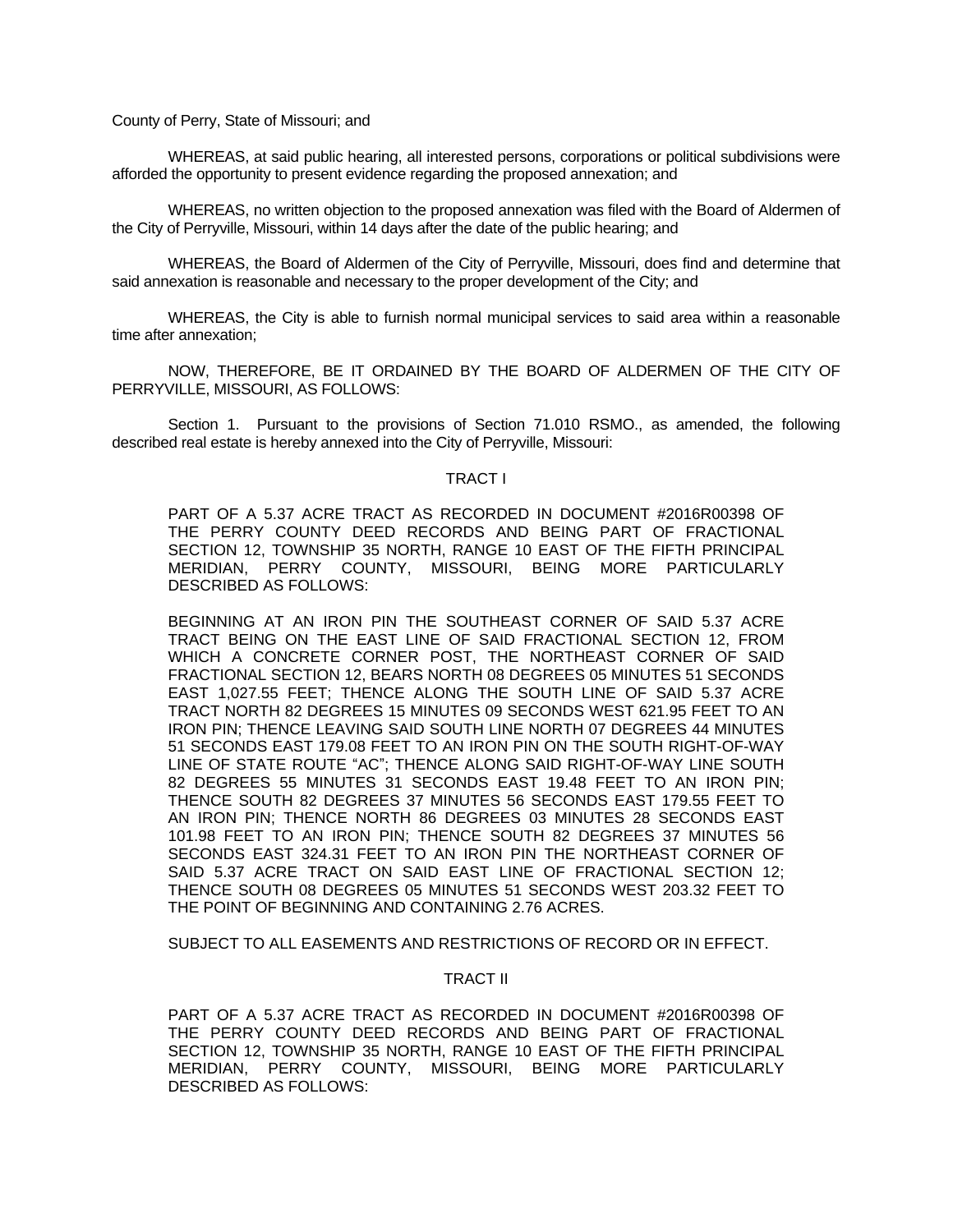County of Perry, State of Missouri; and

WHEREAS, at said public hearing, all interested persons, corporations or political subdivisions were afforded the opportunity to present evidence regarding the proposed annexation; and

WHEREAS, no written objection to the proposed annexation was filed with the Board of Aldermen of the City of Perryville, Missouri, within 14 days after the date of the public hearing; and

WHEREAS, the Board of Aldermen of the City of Perryville, Missouri, does find and determine that said annexation is reasonable and necessary to the proper development of the City; and

WHEREAS, the City is able to furnish normal municipal services to said area within a reasonable time after annexation;

NOW, THEREFORE, BE IT ORDAINED BY THE BOARD OF ALDERMEN OF THE CITY OF PERRYVILLE, MISSOURI, AS FOLLOWS:

Section 1. Pursuant to the provisions of Section 71.010 RSMO., as amended, the following described real estate is hereby annexed into the City of Perryville, Missouri:

TRACT I

PART OF A 5.37 ACRE TRACT AS RECORDED IN DOCUMENT #2016R00398 OF THE PERRY COUNTY DEED RECORDS AND BEING PART OF FRACTIONAL SECTION 12, TOWNSHIP 35 NORTH, RANGE 10 EAST OF THE FIFTH PRINCIPAL MERIDIAN, PERRY COUNTY, MISSOURI, BEING MORE PARTICULARLY DESCRIBED AS FOLLOWS:

BEGINNING AT AN IRON PIN THE SOUTHEAST CORNER OF SAID 5.37 ACRE TRACT BEING ON THE EAST LINE OF SAID FRACTIONAL SECTION 12, FROM WHICH A CONCRETE CORNER POST, THE NORTHEAST CORNER OF SAID FRACTIONAL SECTION 12, BEARS NORTH 08 DEGREES 05 MINUTES 51 SECONDS EAST 1,027.55 FEET; THENCE ALONG THE SOUTH LINE OF SAID 5.37 ACRE TRACT NORTH 82 DEGREES 15 MINUTES 09 SECONDS WEST 621.95 FEET TO AN IRON PIN; THENCE LEAVING SAID SOUTH LINE NORTH 07 DEGREES 44 MINUTES 51 SECONDS EAST 179.08 FEET TO AN IRON PIN ON THE SOUTH RIGHT-OF-WAY LINE OF STATE ROUTE "AC"; THENCE ALONG SAID RIGHT-OF-WAY LINE SOUTH 82 DEGREES 55 MINUTES 31 SECONDS EAST 19.48 FEET TO AN IRON PIN; THENCE SOUTH 82 DEGREES 37 MINUTES 56 SECONDS EAST 179.55 FEET TO AN IRON PIN; THENCE NORTH 86 DEGREES 03 MINUTES 28 SECONDS EAST 101.98 FEET TO AN IRON PIN; THENCE SOUTH 82 DEGREES 37 MINUTES 56 SECONDS EAST 324.31 FEET TO AN IRON PIN THE NORTHEAST CORNER OF SAID 5.37 ACRE TRACT ON SAID EAST LINE OF FRACTIONAL SECTION 12; THENCE SOUTH 08 DEGREES 05 MINUTES 51 SECONDS WEST 203.32 FEET TO THE POINT OF BEGINNING AND CONTAINING 2.76 ACRES.

SUBJECT TO ALL EASEMENTS AND RESTRICTIONS OF RECORD OR IN EFFECT.

TRACT II

PART OF A 5.37 ACRE TRACT AS RECORDED IN DOCUMENT #2016R00398 OF THE PERRY COUNTY DEED RECORDS AND BEING PART OF FRACTIONAL SECTION 12, TOWNSHIP 35 NORTH, RANGE 10 EAST OF THE FIFTH PRINCIPAL MERIDIAN, PERRY COUNTY, MISSOURI, BEING MORE PARTICULARLY DESCRIBED AS FOLLOWS: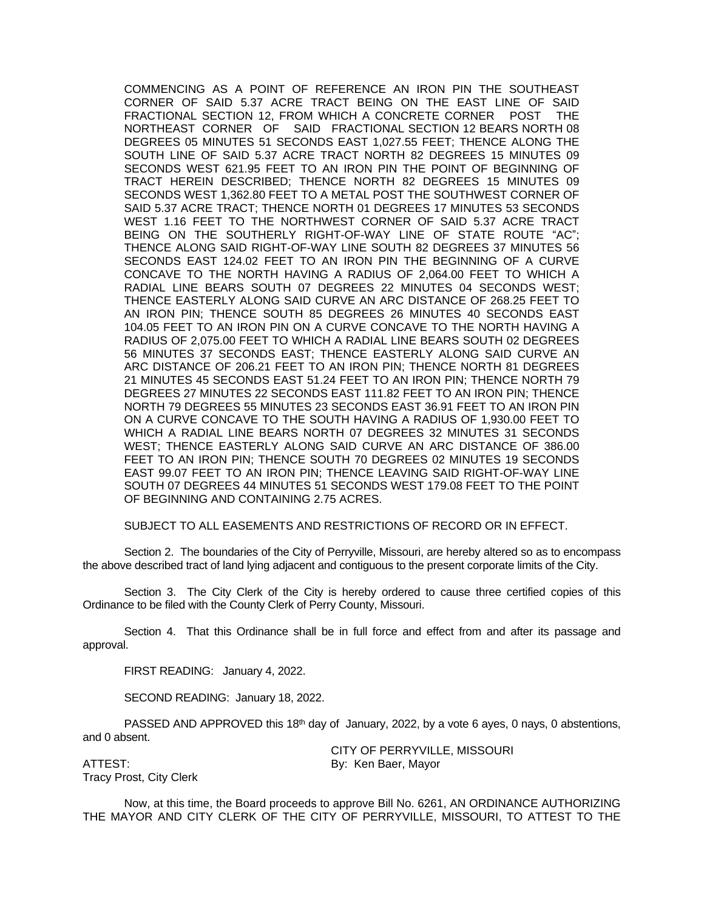COMMENCING AS A POINT OF REFERENCE AN IRON PIN THE SOUTHEAST CORNER OF SAID 5.37 ACRE TRACT BEING ON THE EAST LINE OF SAID FRACTIONAL SECTION 12, FROM WHICH A CONCRETE CORNER POST THE NORTHEAST CORNER OF SAID FRACTIONAL SECTION 12 BEARS NORTH 08 DEGREES 05 MINUTES 51 SECONDS EAST 1,027.55 FEET; THENCE ALONG THE SOUTH LINE OF SAID 5.37 ACRE TRACT NORTH 82 DEGREES 15 MINUTES 09 SECONDS WEST 621.95 FEET TO AN IRON PIN THE POINT OF BEGINNING OF TRACT HEREIN DESCRIBED; THENCE NORTH 82 DEGREES 15 MINUTES 09 SECONDS WEST 1,362.80 FEET TO A METAL POST THE SOUTHWEST CORNER OF SAID 5.37 ACRE TRACT; THENCE NORTH 01 DEGREES 17 MINUTES 53 SECONDS WEST 1.16 FEET TO THE NORTHWEST CORNER OF SAID 5.37 ACRE TRACT BEING ON THE SOUTHERLY RIGHT-OF-WAY LINE OF STATE ROUTE "AC"; THENCE ALONG SAID RIGHT-OF-WAY LINE SOUTH 82 DEGREES 37 MINUTES 56 SECONDS EAST 124.02 FEET TO AN IRON PIN THE BEGINNING OF A CURVE CONCAVE TO THE NORTH HAVING A RADIUS OF 2,064.00 FEET TO WHICH A RADIAL LINE BEARS SOUTH 07 DEGREES 22 MINUTES 04 SECONDS WEST; THENCE EASTERLY ALONG SAID CURVE AN ARC DISTANCE OF 268.25 FEET TO AN IRON PIN; THENCE SOUTH 85 DEGREES 26 MINUTES 40 SECONDS EAST 104.05 FEET TO AN IRON PIN ON A CURVE CONCAVE TO THE NORTH HAVING A RADIUS OF 2,075.00 FEET TO WHICH A RADIAL LINE BEARS SOUTH 02 DEGREES 56 MINUTES 37 SECONDS EAST; THENCE EASTERLY ALONG SAID CURVE AN ARC DISTANCE OF 206.21 FEET TO AN IRON PIN; THENCE NORTH 81 DEGREES 21 MINUTES 45 SECONDS EAST 51.24 FEET TO AN IRON PIN; THENCE NORTH 79 DEGREES 27 MINUTES 22 SECONDS EAST 111.82 FEET TO AN IRON PIN; THENCE NORTH 79 DEGREES 55 MINUTES 23 SECONDS EAST 36.91 FEET TO AN IRON PIN ON A CURVE CONCAVE TO THE SOUTH HAVING A RADIUS OF 1,930.00 FEET TO WHICH A RADIAL LINE BEARS NORTH 07 DEGREES 32 MINUTES 31 SECONDS WEST; THENCE EASTERLY ALONG SAID CURVE AN ARC DISTANCE OF 386.00 FEET TO AN IRON PIN; THENCE SOUTH 70 DEGREES 02 MINUTES 19 SECONDS EAST 99.07 FEET TO AN IRON PIN; THENCE LEAVING SAID RIGHT-OF-WAY LINE SOUTH 07 DEGREES 44 MINUTES 51 SECONDS WEST 179.08 FEET TO THE POINT OF BEGINNING AND CONTAINING 2.75 ACRES.

SUBJECT TO ALL EASEMENTS AND RESTRICTIONS OF RECORD OR IN EFFECT.

Section 2. The boundaries of the City of Perryville, Missouri, are hereby altered so as to encompass the above described tract of land lying adjacent and contiguous to the present corporate limits of the City.

Section 3. The City Clerk of the City is hereby ordered to cause three certified copies of this Ordinance to be filed with the County Clerk of Perry County, Missouri.

Section 4. That this Ordinance shall be in full force and effect from and after its passage and approval.

FIRST READING: January 4, 2022.

SECOND READING: January 18, 2022.

PASSED AND APPROVED this 18th day of January, 2022, by a vote 6 ayes, 0 nays, 0 abstentions, and 0 absent.

CITY OF PERRYVILLE, MISSOURI
By: Ken Baer, Mayor

ATTEST:
Tracy Prost, City Clerk

Now, at this time, the Board proceeds to approve Bill No. 6261, AN ORDINANCE AUTHORIZING THE MAYOR AND CITY CLERK OF THE CITY OF PERRYVILLE, MISSOURI, TO ATTEST TO THE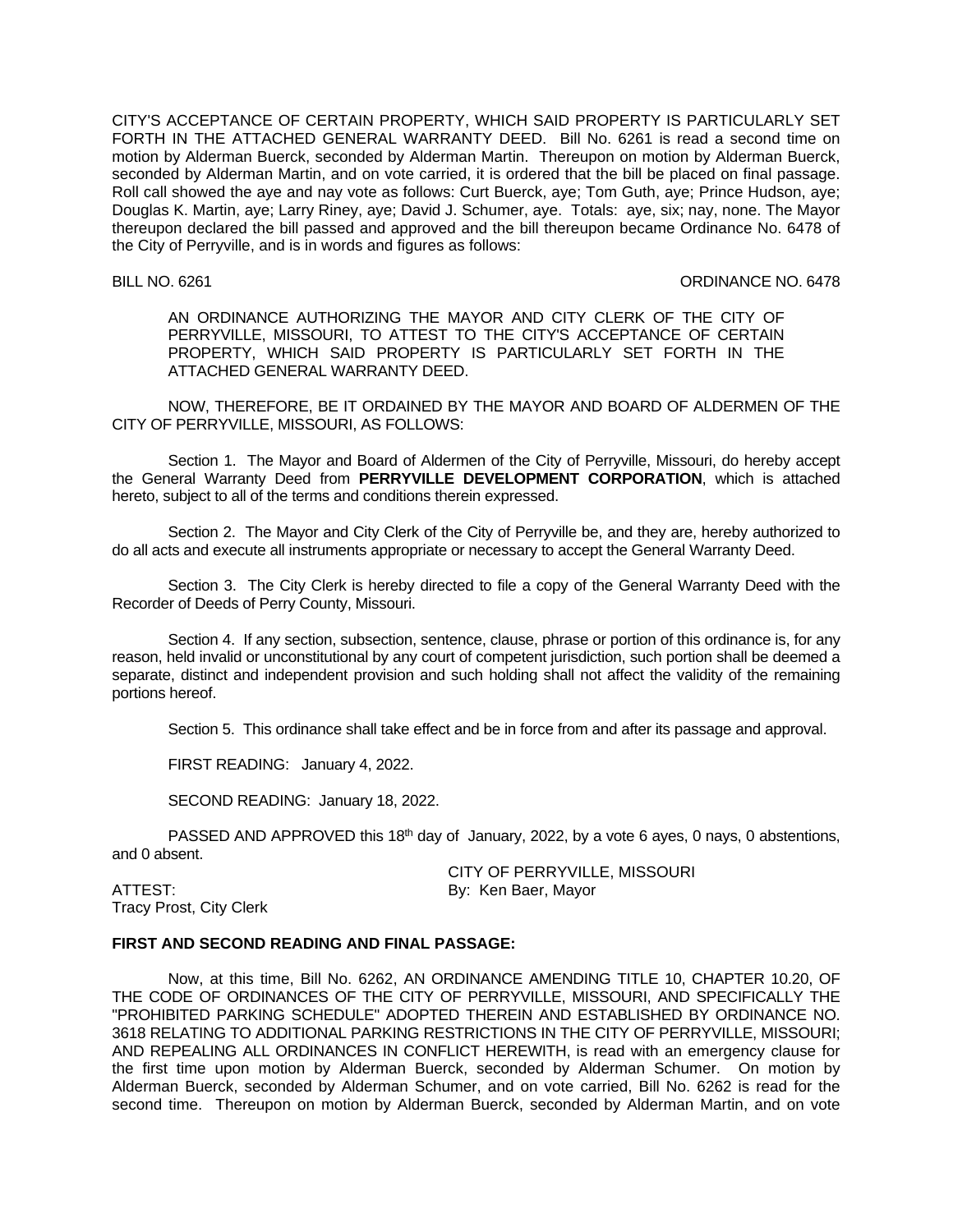CITY'S ACCEPTANCE OF CERTAIN PROPERTY, WHICH SAID PROPERTY IS PARTICULARLY SET FORTH IN THE ATTACHED GENERAL WARRANTY DEED. Bill No. 6261 is read a second time on motion by Alderman Buerck, seconded by Alderman Martin. Thereupon on motion by Alderman Buerck, seconded by Alderman Martin, and on vote carried, it is ordered that the bill be placed on final passage. Roll call showed the aye and nay vote as follows: Curt Buerck, aye; Tom Guth, aye; Prince Hudson, aye; Douglas K. Martin, aye; Larry Riney, aye; David J. Schumer, aye. Totals: aye, six; nay, none. The Mayor thereupon declared the bill passed and approved and the bill thereupon became Ordinance No. 6478 of the City of Perryville, and is in words and figures as follows:

BILL NO. 6261 ORDINANCE NO. 6478

AN ORDINANCE AUTHORIZING THE MAYOR AND CITY CLERK OF THE CITY OF PERRYVILLE, MISSOURI, TO ATTEST TO THE CITY'S ACCEPTANCE OF CERTAIN PROPERTY, WHICH SAID PROPERTY IS PARTICULARLY SET FORTH IN THE ATTACHED GENERAL WARRANTY DEED.

NOW, THEREFORE, BE IT ORDAINED BY THE MAYOR AND BOARD OF ALDERMEN OF THE CITY OF PERRYVILLE, MISSOURI, AS FOLLOWS:

Section 1. The Mayor and Board of Aldermen of the City of Perryville, Missouri, do hereby accept the General Warranty Deed from **PERRYVILLE DEVELOPMENT CORPORATION**, which is attached hereto, subject to all of the terms and conditions therein expressed.

Section 2. The Mayor and City Clerk of the City of Perryville be, and they are, hereby authorized to do all acts and execute all instruments appropriate or necessary to accept the General Warranty Deed.

Section 3. The City Clerk is hereby directed to file a copy of the General Warranty Deed with the Recorder of Deeds of Perry County, Missouri.

Section 4. If any section, subsection, sentence, clause, phrase or portion of this ordinance is, for any reason, held invalid or unconstitutional by any court of competent jurisdiction, such portion shall be deemed a separate, distinct and independent provision and such holding shall not affect the validity of the remaining portions hereof.

Section 5. This ordinance shall take effect and be in force from and after its passage and approval.

FIRST READING: January 4, 2022.

SECOND READING: January 18, 2022.

PASSED AND APPROVED this 18th day of January, 2022, by a vote 6 ayes, 0 nays, 0 abstentions, and 0 absent.

CITY OF PERRYVILLE, MISSOURI
By: Ken Baer, Mayor

ATTEST:
Tracy Prost, City Clerk

**FIRST AND SECOND READING AND FINAL PASSAGE:**

Now, at this time, Bill No. 6262, AN ORDINANCE AMENDING TITLE 10, CHAPTER 10.20, OF THE CODE OF ORDINANCES OF THE CITY OF PERRYVILLE, MISSOURI, AND SPECIFICALLY THE "PROHIBITED PARKING SCHEDULE" ADOPTED THEREIN AND ESTABLISHED BY ORDINANCE NO. 3618 RELATING TO ADDITIONAL PARKING RESTRICTIONS IN THE CITY OF PERRYVILLE, MISSOURI; AND REPEALING ALL ORDINANCES IN CONFLICT HEREWITH, is read with an emergency clause for the first time upon motion by Alderman Buerck, seconded by Alderman Schumer. On motion by Alderman Buerck, seconded by Alderman Schumer, and on vote carried, Bill No. 6262 is read for the second time. Thereupon on motion by Alderman Buerck, seconded by Alderman Martin, and on vote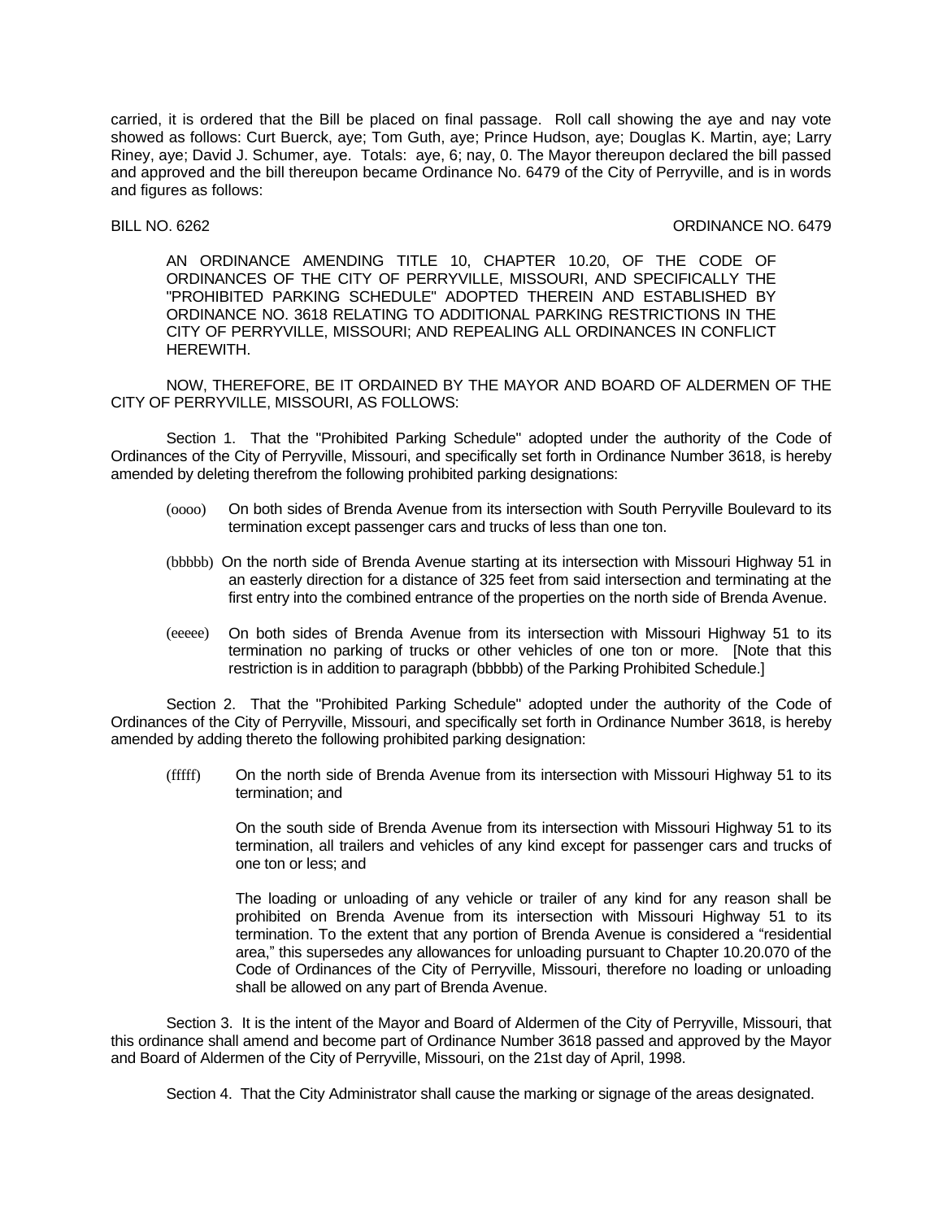carried, it is ordered that the Bill be placed on final passage. Roll call showing the aye and nay vote showed as follows: Curt Buerck, aye; Tom Guth, aye; Prince Hudson, aye; Douglas K. Martin, aye; Larry Riney, aye; David J. Schumer, aye. Totals: aye, 6; nay, 0. The Mayor thereupon declared the bill passed and approved and the bill thereupon became Ordinance No. 6479 of the City of Perryville, and is in words and figures as follows:

BILL NO. 6262 ORDINANCE NO. 6479

AN ORDINANCE AMENDING TITLE 10, CHAPTER 10.20, OF THE CODE OF ORDINANCES OF THE CITY OF PERRYVILLE, MISSOURI, AND SPECIFICALLY THE "PROHIBITED PARKING SCHEDULE" ADOPTED THEREIN AND ESTABLISHED BY ORDINANCE NO. 3618 RELATING TO ADDITIONAL PARKING RESTRICTIONS IN THE CITY OF PERRYVILLE, MISSOURI; AND REPEALING ALL ORDINANCES IN CONFLICT HEREWITH.

NOW, THEREFORE, BE IT ORDAINED BY THE MAYOR AND BOARD OF ALDERMEN OF THE CITY OF PERRYVILLE, MISSOURI, AS FOLLOWS:

Section 1. That the "Prohibited Parking Schedule" adopted under the authority of the Code of Ordinances of the City of Perryville, Missouri, and specifically set forth in Ordinance Number 3618, is hereby amended by deleting therefrom the following prohibited parking designations:

(oooo) On both sides of Brenda Avenue from its intersection with South Perryville Boulevard to its termination except passenger cars and trucks of less than one ton.

(bbbbb) On the north side of Brenda Avenue starting at its intersection with Missouri Highway 51 in an easterly direction for a distance of 325 feet from said intersection and terminating at the first entry into the combined entrance of the properties on the north side of Brenda Avenue.

(eeeee) On both sides of Brenda Avenue from its intersection with Missouri Highway 51 to its termination no parking of trucks or other vehicles of one ton or more. [Note that this restriction is in addition to paragraph (bbbbb) of the Parking Prohibited Schedule.]

Section 2. That the "Prohibited Parking Schedule" adopted under the authority of the Code of Ordinances of the City of Perryville, Missouri, and specifically set forth in Ordinance Number 3618, is hereby amended by adding thereto the following prohibited parking designation:

(fffff) On the north side of Brenda Avenue from its intersection with Missouri Highway 51 to its termination; and

On the south side of Brenda Avenue from its intersection with Missouri Highway 51 to its termination, all trailers and vehicles of any kind except for passenger cars and trucks of one ton or less; and

The loading or unloading of any vehicle or trailer of any kind for any reason shall be prohibited on Brenda Avenue from its intersection with Missouri Highway 51 to its termination. To the extent that any portion of Brenda Avenue is considered a "residential area," this supersedes any allowances for unloading pursuant to Chapter 10.20.070 of the Code of Ordinances of the City of Perryville, Missouri, therefore no loading or unloading shall be allowed on any part of Brenda Avenue.

Section 3. It is the intent of the Mayor and Board of Aldermen of the City of Perryville, Missouri, that this ordinance shall amend and become part of Ordinance Number 3618 passed and approved by the Mayor and Board of Aldermen of the City of Perryville, Missouri, on the 21st day of April, 1998.

Section 4. That the City Administrator shall cause the marking or signage of the areas designated.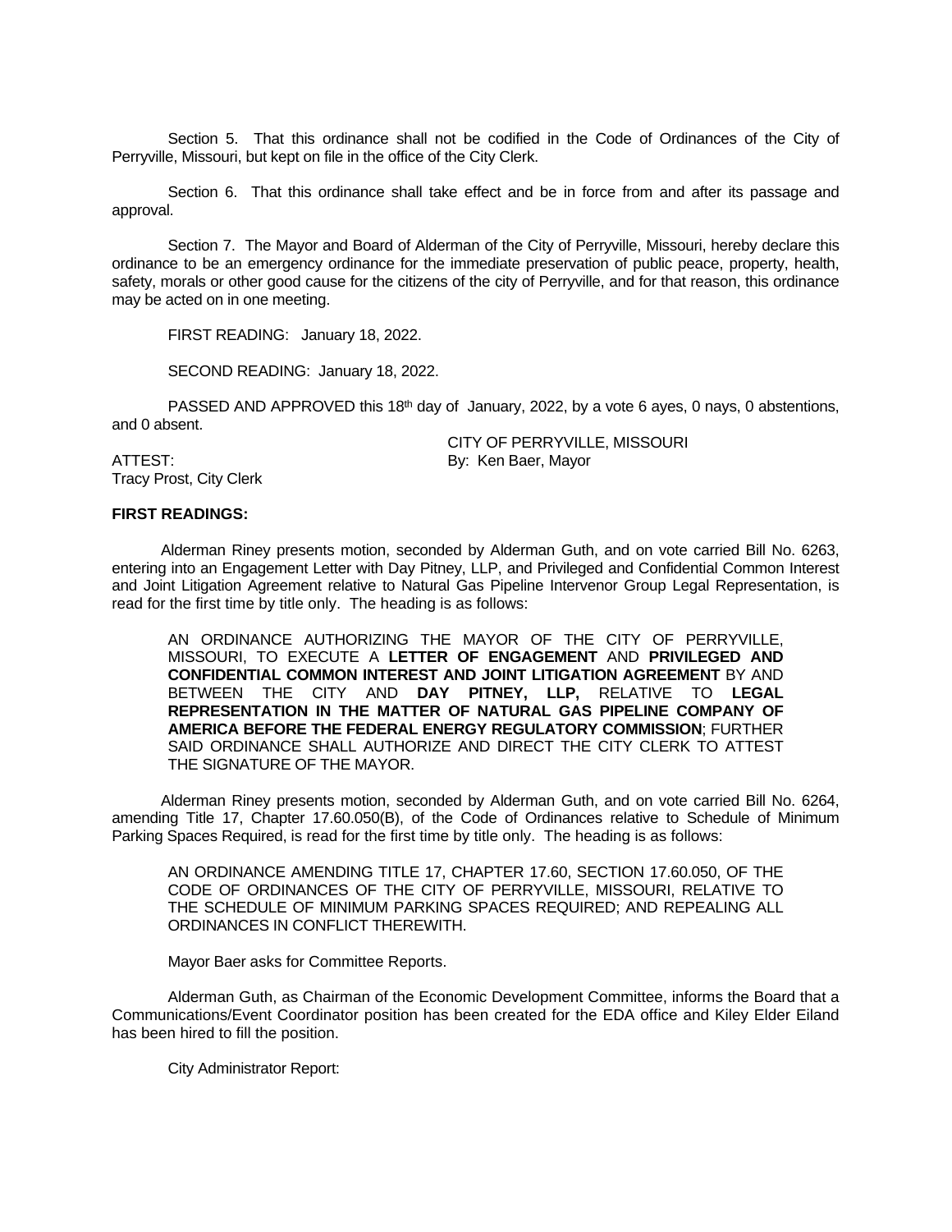Section 5. That this ordinance shall not be codified in the Code of Ordinances of the City of Perryville, Missouri, but kept on file in the office of the City Clerk.

Section 6. That this ordinance shall take effect and be in force from and after its passage and approval.

Section 7. The Mayor and Board of Alderman of the City of Perryville, Missouri, hereby declare this ordinance to be an emergency ordinance for the immediate preservation of public peace, property, health, safety, morals or other good cause for the citizens of the city of Perryville, and for that reason, this ordinance may be acted on in one meeting.

FIRST READING: January 18, 2022.

SECOND READING: January 18, 2022.

PASSED AND APPROVED this 18th day of January, 2022, by a vote 6 ayes, 0 nays, 0 abstentions, and 0 absent.

CITY OF PERRYVILLE, MISSOURI

ATTEST: By: Ken Baer, Mayor

Tracy Prost, City Clerk

**FIRST READINGS:**

Alderman Riney presents motion, seconded by Alderman Guth, and on vote carried Bill No. 6263, entering into an Engagement Letter with Day Pitney, LLP, and Privileged and Confidential Common Interest and Joint Litigation Agreement relative to Natural Gas Pipeline Intervenor Group Legal Representation, is read for the first time by title only. The heading is as follows:

> AN ORDINANCE AUTHORIZING THE MAYOR OF THE CITY OF PERRYVILLE, MISSOURI, TO EXECUTE A **LETTER OF ENGAGEMENT** AND **PRIVILEGED AND CONFIDENTIAL COMMON INTEREST AND JOINT LITIGATION AGREEMENT** BY AND BETWEEN THE CITY AND **DAY PITNEY, LLP,** RELATIVE TO **LEGAL REPRESENTATION IN THE MATTER OF NATURAL GAS PIPELINE COMPANY OF AMERICA BEFORE THE FEDERAL ENERGY REGULATORY COMMISSION**; FURTHER SAID ORDINANCE SHALL AUTHORIZE AND DIRECT THE CITY CLERK TO ATTEST THE SIGNATURE OF THE MAYOR.

Alderman Riney presents motion, seconded by Alderman Guth, and on vote carried Bill No. 6264, amending Title 17, Chapter 17.60.050(B), of the Code of Ordinances relative to Schedule of Minimum Parking Spaces Required, is read for the first time by title only. The heading is as follows:

> AN ORDINANCE AMENDING TITLE 17, CHAPTER 17.60, SECTION 17.60.050, OF THE CODE OF ORDINANCES OF THE CITY OF PERRYVILLE, MISSOURI, RELATIVE TO THE SCHEDULE OF MINIMUM PARKING SPACES REQUIRED; AND REPEALING ALL ORDINANCES IN CONFLICT THEREWITH.

Mayor Baer asks for Committee Reports.

Alderman Guth, as Chairman of the Economic Development Committee, informs the Board that a Communications/Event Coordinator position has been created for the EDA office and Kiley Elder Eiland has been hired to fill the position.

City Administrator Report: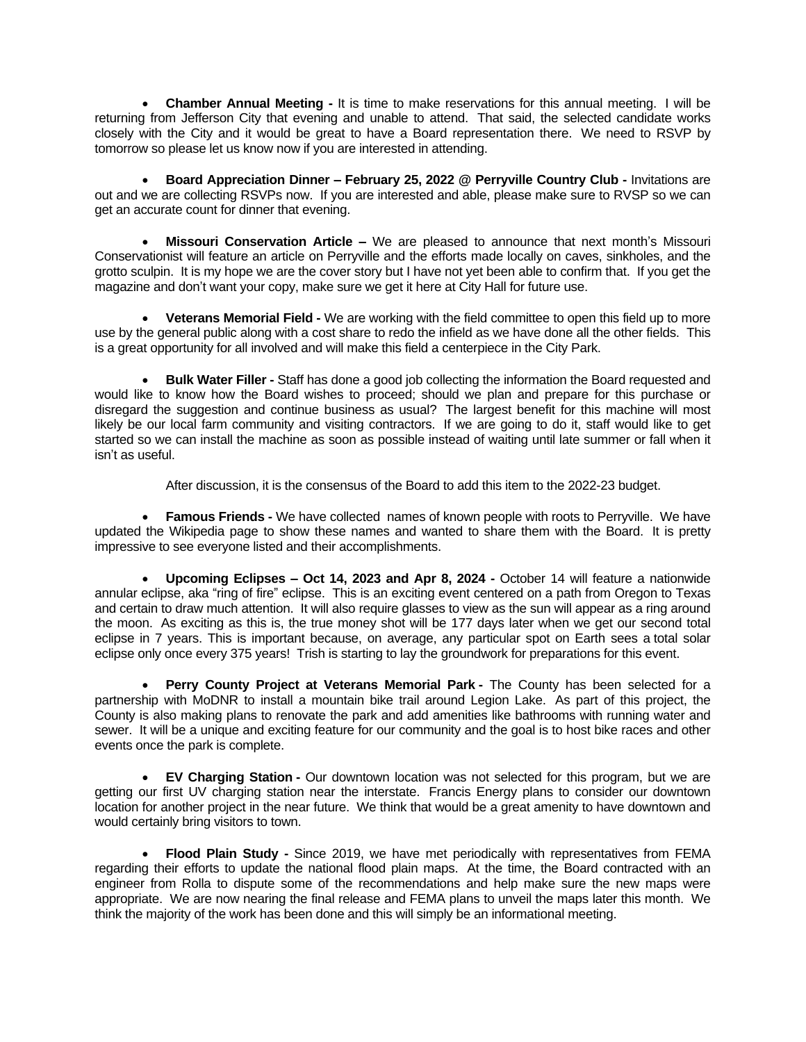- **Chamber Annual Meeting -** It is time to make reservations for this annual meeting. I will be returning from Jefferson City that evening and unable to attend. That said, the selected candidate works closely with the City and it would be great to have a Board representation there. We need to RSVP by tomorrow so please let us know now if you are interested in attending.

- **Board Appreciation Dinner – February 25, 2022 @ Perryville Country Club -** Invitations are out and we are collecting RSVPs now. If you are interested and able, please make sure to RVSP so we can get an accurate count for dinner that evening.

- **Missouri Conservation Article –** We are pleased to announce that next month's Missouri Conservationist will feature an article on Perryville and the efforts made locally on caves, sinkholes, and the grotto sculpin. It is my hope we are the cover story but I have not yet been able to confirm that. If you get the magazine and don't want your copy, make sure we get it here at City Hall for future use.

- **Veterans Memorial Field -** We are working with the field committee to open this field up to more use by the general public along with a cost share to redo the infield as we have done all the other fields. This is a great opportunity for all involved and will make this field a centerpiece in the City Park.

- **Bulk Water Filler -** Staff has done a good job collecting the information the Board requested and would like to know how the Board wishes to proceed; should we plan and prepare for this purchase or disregard the suggestion and continue business as usual? The largest benefit for this machine will most likely be our local farm community and visiting contractors. If we are going to do it, staff would like to get started so we can install the machine as soon as possible instead of waiting until late summer or fall when it isn't as useful.

  After discussion, it is the consensus of the Board to add this item to the 2022-23 budget.

- **Famous Friends -** We have collected names of known people with roots to Perryville. We have updated the Wikipedia page to show these names and wanted to share them with the Board. It is pretty impressive to see everyone listed and their accomplishments.

- **Upcoming Eclipses – Oct 14, 2023 and Apr 8, 2024 -** October 14 will feature a nationwide annular eclipse, aka "ring of fire" eclipse. This is an exciting event centered on a path from Oregon to Texas and certain to draw much attention. It will also require glasses to view as the sun will appear as a ring around the moon. As exciting as this is, the true money shot will be 177 days later when we get our second total eclipse in 7 years. This is important because, on average, any particular spot on Earth sees a total solar eclipse only once every 375 years! Trish is starting to lay the groundwork for preparations for this event.

- **Perry County Project at Veterans Memorial Park -** The County has been selected for a partnership with MoDNR to install a mountain bike trail around Legion Lake. As part of this project, the County is also making plans to renovate the park and add amenities like bathrooms with running water and sewer. It will be a unique and exciting feature for our community and the goal is to host bike races and other events once the park is complete.

- **EV Charging Station -** Our downtown location was not selected for this program, but we are getting our first UV charging station near the interstate. Francis Energy plans to consider our downtown location for another project in the near future. We think that would be a great amenity to have downtown and would certainly bring visitors to town.

- **Flood Plain Study -** Since 2019, we have met periodically with representatives from FEMA regarding their efforts to update the national flood plain maps. At the time, the Board contracted with an engineer from Rolla to dispute some of the recommendations and help make sure the new maps were appropriate. We are now nearing the final release and FEMA plans to unveil the maps later this month. We think the majority of the work has been done and this will simply be an informational meeting.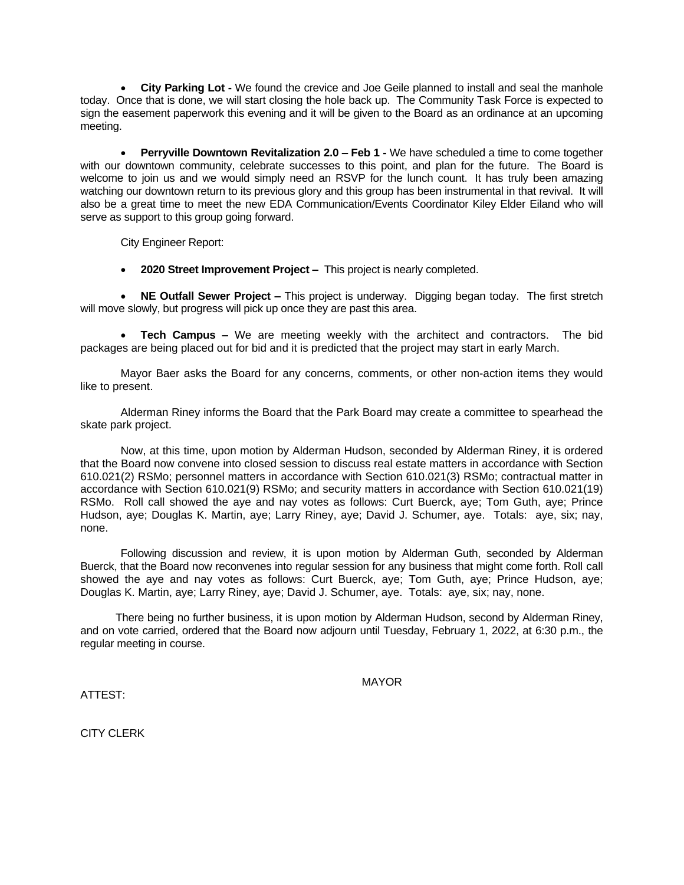- **City Parking Lot -** We found the crevice and Joe Geile planned to install and seal the manhole today. Once that is done, we will start closing the hole back up. The Community Task Force is expected to sign the easement paperwork this evening and it will be given to the Board as an ordinance at an upcoming meeting.

- **Perryville Downtown Revitalization 2.0 – Feb 1 -** We have scheduled a time to come together with our downtown community, celebrate successes to this point, and plan for the future. The Board is welcome to join us and we would simply need an RSVP for the lunch count. It has truly been amazing watching our downtown return to its previous glory and this group has been instrumental in that revival. It will also be a great time to meet the new EDA Communication/Events Coordinator Kiley Elder Eiland who will serve as support to this group going forward.

City Engineer Report:

- **2020 Street Improvement Project –** This project is nearly completed.

- **NE Outfall Sewer Project –** This project is underway. Digging began today. The first stretch will move slowly, but progress will pick up once they are past this area.

- **Tech Campus –** We are meeting weekly with the architect and contractors. The bid packages are being placed out for bid and it is predicted that the project may start in early March.

Mayor Baer asks the Board for any concerns, comments, or other non-action items they would like to present.

Alderman Riney informs the Board that the Park Board may create a committee to spearhead the skate park project.

Now, at this time, upon motion by Alderman Hudson, seconded by Alderman Riney, it is ordered that the Board now convene into closed session to discuss real estate matters in accordance with Section 610.021(2) RSMo; personnel matters in accordance with Section 610.021(3) RSMo; contractual matter in accordance with Section 610.021(9) RSMo; and security matters in accordance with Section 610.021(19) RSMo. Roll call showed the aye and nay votes as follows: Curt Buerck, aye; Tom Guth, aye; Prince Hudson, aye; Douglas K. Martin, aye; Larry Riney, aye; David J. Schumer, aye. Totals: aye, six; nay, none.

Following discussion and review, it is upon motion by Alderman Guth, seconded by Alderman Buerck, that the Board now reconvenes into regular session for any business that might come forth. Roll call showed the aye and nay votes as follows: Curt Buerck, aye; Tom Guth, aye; Prince Hudson, aye; Douglas K. Martin, aye; Larry Riney, aye; David J. Schumer, aye. Totals: aye, six; nay, none.

There being no further business, it is upon motion by Alderman Hudson, second by Alderman Riney, and on vote carried, ordered that the Board now adjourn until Tuesday, February 1, 2022, at 6:30 p.m., the regular meeting in course.

MAYOR

ATTEST:

CITY CLERK